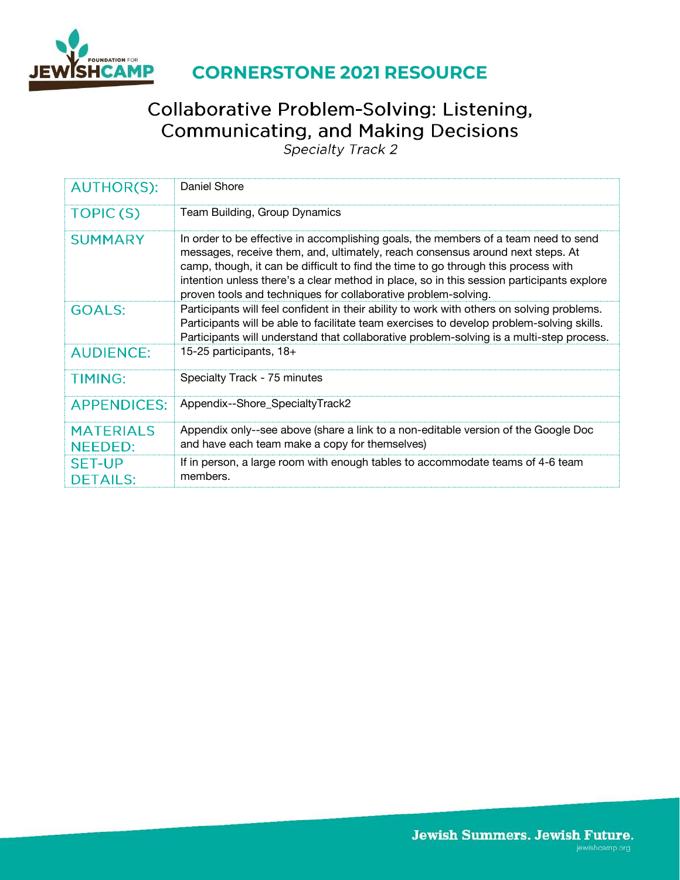# CORNERSTONE 2021 RESOURCE

## Collaborative Problem-Solving: Listening, Communicating, and Making Decisions

*Specialty Track 2*

| | |
|---|---|
| AUTHOR(S): | Daniel Shore |
| TOPIC (S) | Team Building, Group Dynamics |
| SUMMARY | In order to be effective in accomplishing goals, the members of a team need to send messages, receive them, and, ultimately, reach consensus around next steps. At camp, though, it can be difficult to find the time to go through this process with intention unless there's a clear method in place, so in this session participants explore proven tools and techniques for collaborative problem-solving. |
| GOALS: | Participants will feel confident in their ability to work with others on solving problems. Participants will be able to facilitate team exercises to develop problem-solving skills. Participants will understand that collaborative problem-solving is a multi-step process. |
| AUDIENCE: | 15-25 participants, 18+ |
| TIMING: | Specialty Track - 75 minutes |
| APPENDICES: | Appendix--Shore_SpecialtyTrack2 |
| MATERIALS NEEDED: | Appendix only--see above (share a link to a non-editable version of the Google Doc and have each team make a copy for themselves) |
| SET-UP DETAILS: | If in person, a large room with enough tables to accommodate teams of 4-6 team members. |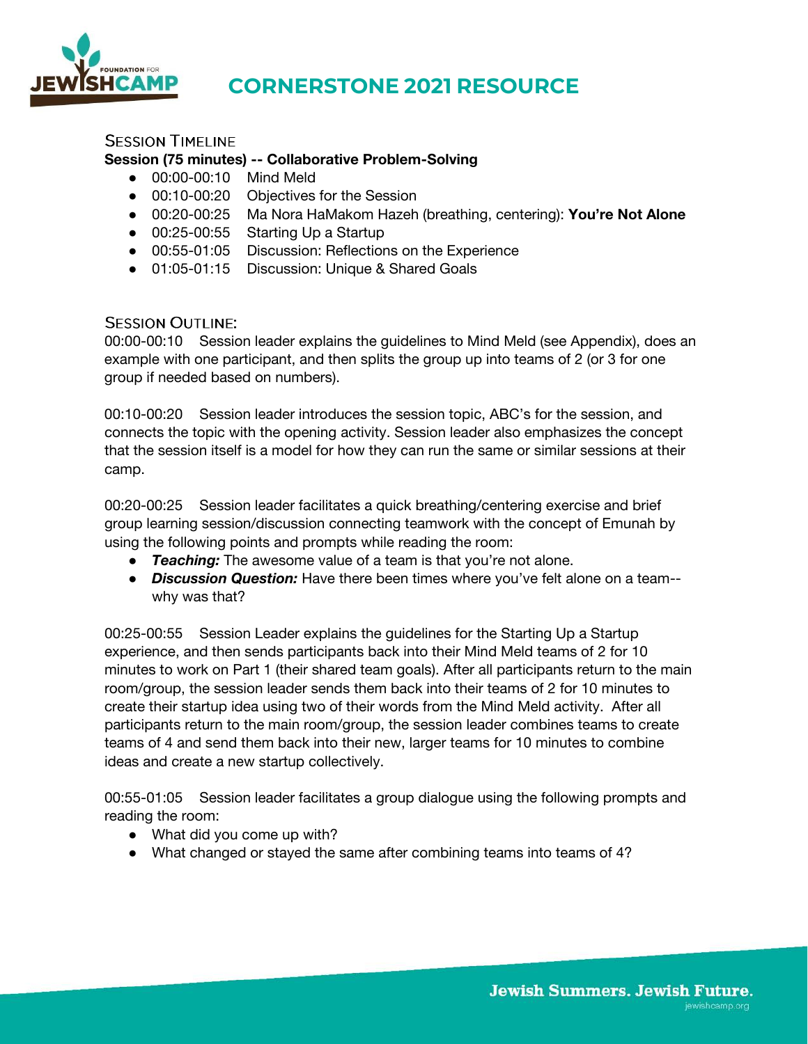## Session Timeline

**Session (75 minutes) -- Collaborative Problem-Solving**

- 00:00-00:10 Mind Meld
- 00:10-00:20 Objectives for the Session
- 00:20-00:25 Ma Nora HaMakom Hazeh (breathing, centering): **You're Not Alone**
- 00:25-00:55 Starting Up a Startup
- 00:55-01:05 Discussion: Reflections on the Experience
- 01:05-01:15 Discussion: Unique & Shared Goals

## Session Outline:

00:00-00:10 Session leader explains the guidelines to Mind Meld (see Appendix), does an example with one participant, and then splits the group up into teams of 2 (or 3 for one group if needed based on numbers).

00:10-00:20 Session leader introduces the session topic, ABC's for the session, and connects the topic with the opening activity. Session leader also emphasizes the concept that the session itself is a model for how they can run the same or similar sessions at their camp.

00:20-00:25 Session leader facilitates a quick breathing/centering exercise and brief group learning session/discussion connecting teamwork with the concept of Emunah by using the following points and prompts while reading the room:

- ***Teaching:*** The awesome value of a team is that you're not alone.
- ***Discussion Question:*** Have there been times where you've felt alone on a team--why was that?

00:25-00:55 Session Leader explains the guidelines for the Starting Up a Startup experience, and then sends participants back into their Mind Meld teams of 2 for 10 minutes to work on Part 1 (their shared team goals). After all participants return to the main room/group, the session leader sends them back into their teams of 2 for 10 minutes to create their startup idea using two of their words from the Mind Meld activity. After all participants return to the main room/group, the session leader combines teams to create teams of 4 and send them back into their new, larger teams for 10 minutes to combine ideas and create a new startup collectively.

00:55-01:05 Session leader facilitates a group dialogue using the following prompts and reading the room:

- What did you come up with?
- What changed or stayed the same after combining teams into teams of 4?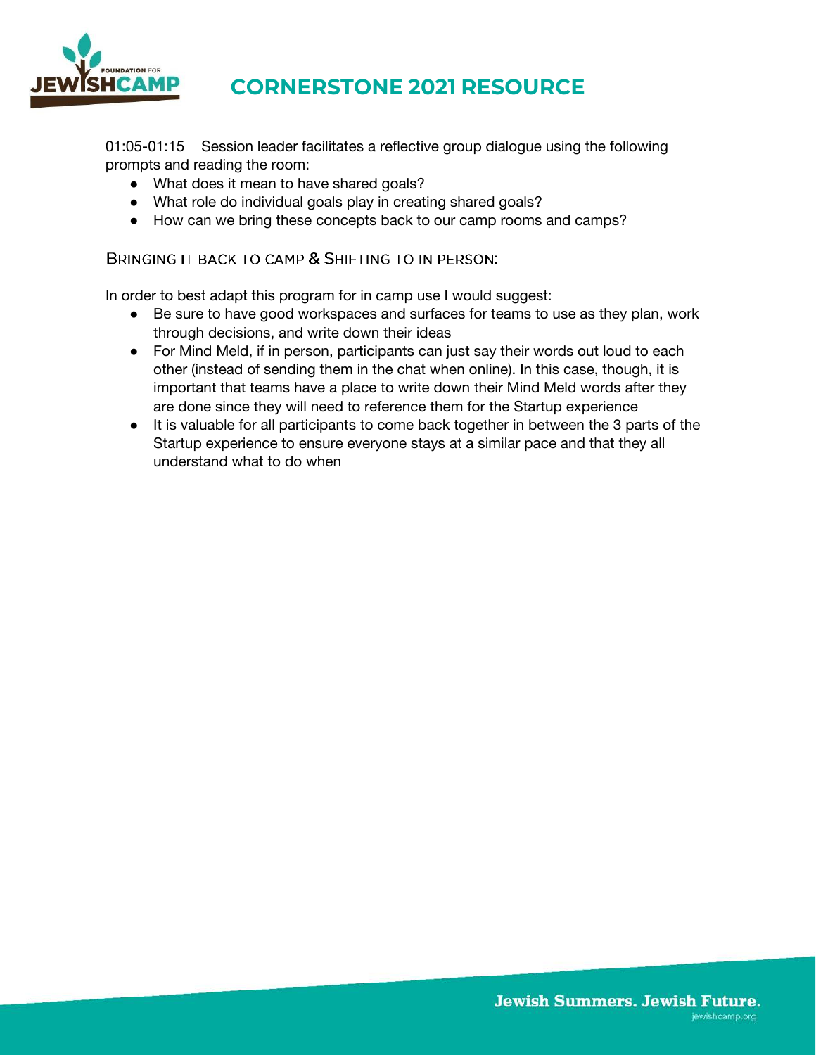01:05-01:15 Session leader facilitates a reflective group dialogue using the following prompts and reading the room:

- What does it mean to have shared goals?
- What role do individual goals play in creating shared goals?
- How can we bring these concepts back to our camp rooms and camps?

### Bringing it back to camp & Shifting to in person:

In order to best adapt this program for in camp use I would suggest:

- Be sure to have good workspaces and surfaces for teams to use as they plan, work through decisions, and write down their ideas
- For Mind Meld, if in person, participants can just say their words out loud to each other (instead of sending them in the chat when online). In this case, though, it is important that teams have a place to write down their Mind Meld words after they are done since they will need to reference them for the Startup experience
- It is valuable for all participants to come back together in between the 3 parts of the Startup experience to ensure everyone stays at a similar pace and that they all understand what to do when